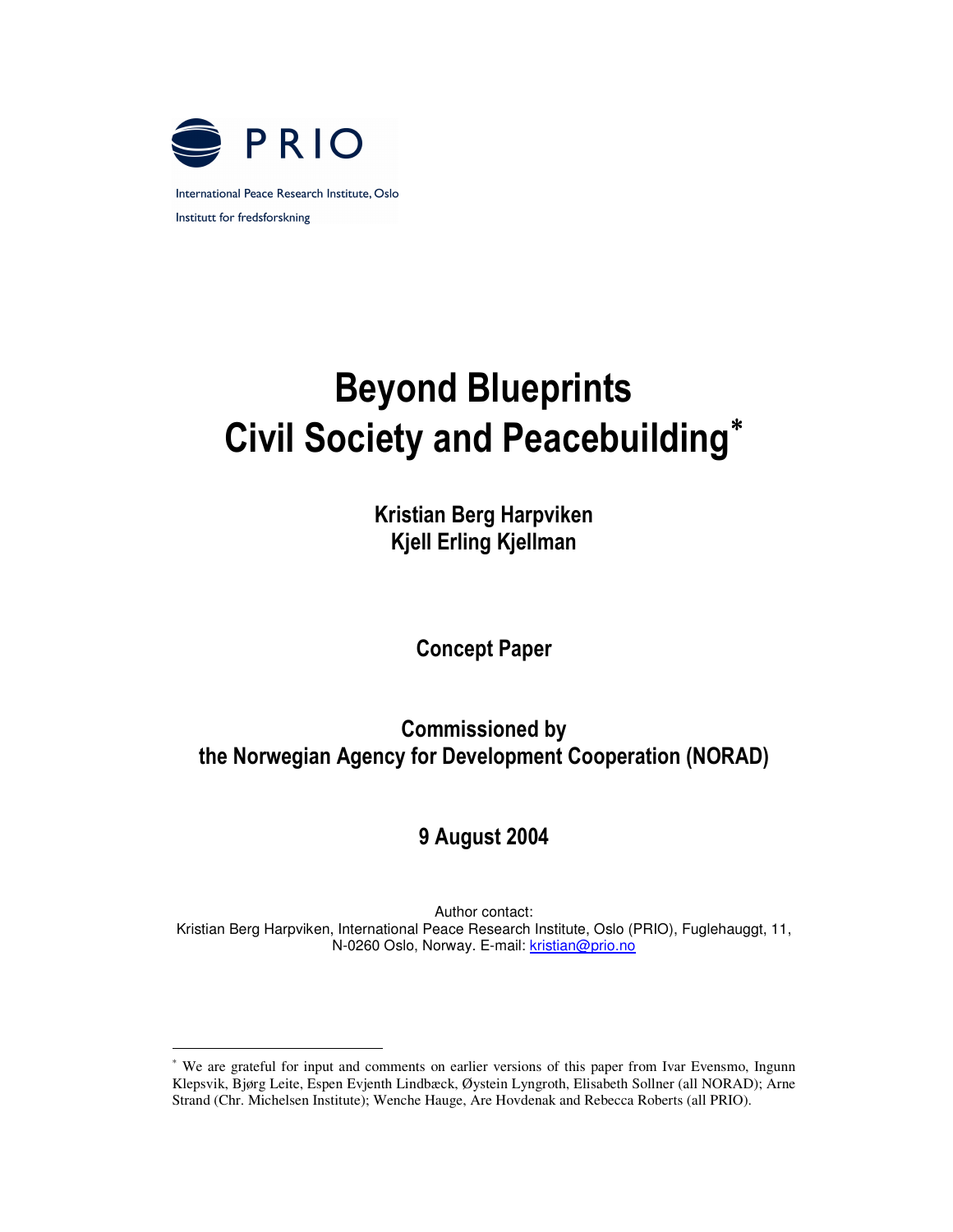PRIO

International Peace Research Institute, Oslo

Institutt for fredsforskning

# Beyond Blueprints
# Civil Society and Peacebuilding*

**Kristian Berg Harpviken**
**Kjell Erling Kjellman**

**Concept Paper**

**Commissioned by**
**the Norwegian Agency for Development Cooperation (NORAD)**

**9 August 2004**

Author contact:
Kristian Berg Harpviken, International Peace Research Institute, Oslo (PRIO), Fuglehauggt, 11, N-0260 Oslo, Norway. E-mail: kristian@prio.no

---

* We are grateful for input and comments on earlier versions of this paper from Ivar Evensmo, Ingunn Klepsvik, Bjørg Leite, Espen Evjenth Lindbæck, Øystein Lyngroth, Elisabeth Sollner (all NORAD); Arne Strand (Chr. Michelsen Institute); Wenche Hauge, Are Hovdenak and Rebecca Roberts (all PRIO).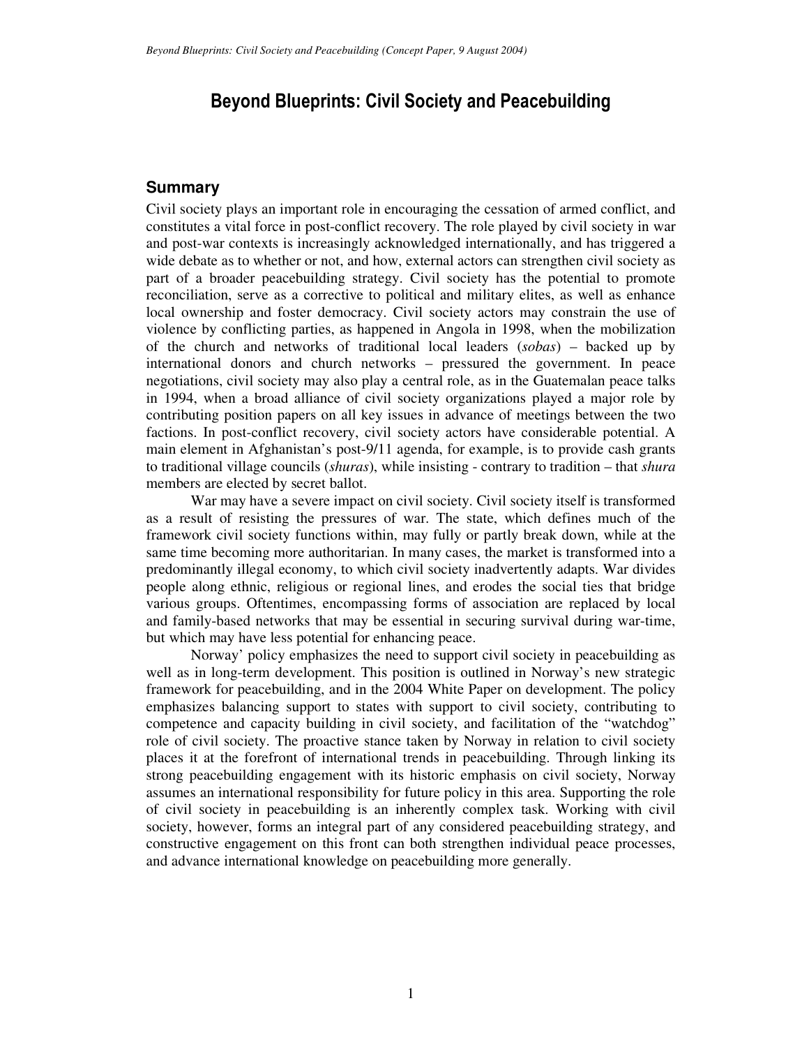# Beyond Blueprints: Civil Society and Peacebuilding

## Summary

Civil society plays an important role in encouraging the cessation of armed conflict, and constitutes a vital force in post-conflict recovery. The role played by civil society in war and post-war contexts is increasingly acknowledged internationally, and has triggered a wide debate as to whether or not, and how, external actors can strengthen civil society as part of a broader peacebuilding strategy. Civil society has the potential to promote reconciliation, serve as a corrective to political and military elites, as well as enhance local ownership and foster democracy. Civil society actors may constrain the use of violence by conflicting parties, as happened in Angola in 1998, when the mobilization of the church and networks of traditional local leaders (*sobas*) – backed up by international donors and church networks – pressured the government. In peace negotiations, civil society may also play a central role, as in the Guatemalan peace talks in 1994, when a broad alliance of civil society organizations played a major role by contributing position papers on all key issues in advance of meetings between the two factions. In post-conflict recovery, civil society actors have considerable potential. A main element in Afghanistan's post-9/11 agenda, for example, is to provide cash grants to traditional village councils (*shuras*), while insisting - contrary to tradition – that *shura* members are elected by secret ballot.

War may have a severe impact on civil society. Civil society itself is transformed as a result of resisting the pressures of war. The state, which defines much of the framework civil society functions within, may fully or partly break down, while at the same time becoming more authoritarian. In many cases, the market is transformed into a predominantly illegal economy, to which civil society inadvertently adapts. War divides people along ethnic, religious or regional lines, and erodes the social ties that bridge various groups. Oftentimes, encompassing forms of association are replaced by local and family-based networks that may be essential in securing survival during war-time, but which may have less potential for enhancing peace.

Norway' policy emphasizes the need to support civil society in peacebuilding as well as in long-term development. This position is outlined in Norway's new strategic framework for peacebuilding, and in the 2004 White Paper on development. The policy emphasizes balancing support to states with support to civil society, contributing to competence and capacity building in civil society, and facilitation of the "watchdog" role of civil society. The proactive stance taken by Norway in relation to civil society places it at the forefront of international trends in peacebuilding. Through linking its strong peacebuilding engagement with its historic emphasis on civil society, Norway assumes an international responsibility for future policy in this area. Supporting the role of civil society in peacebuilding is an inherently complex task. Working with civil society, however, forms an integral part of any considered peacebuilding strategy, and constructive engagement on this front can both strengthen individual peace processes, and advance international knowledge on peacebuilding more generally.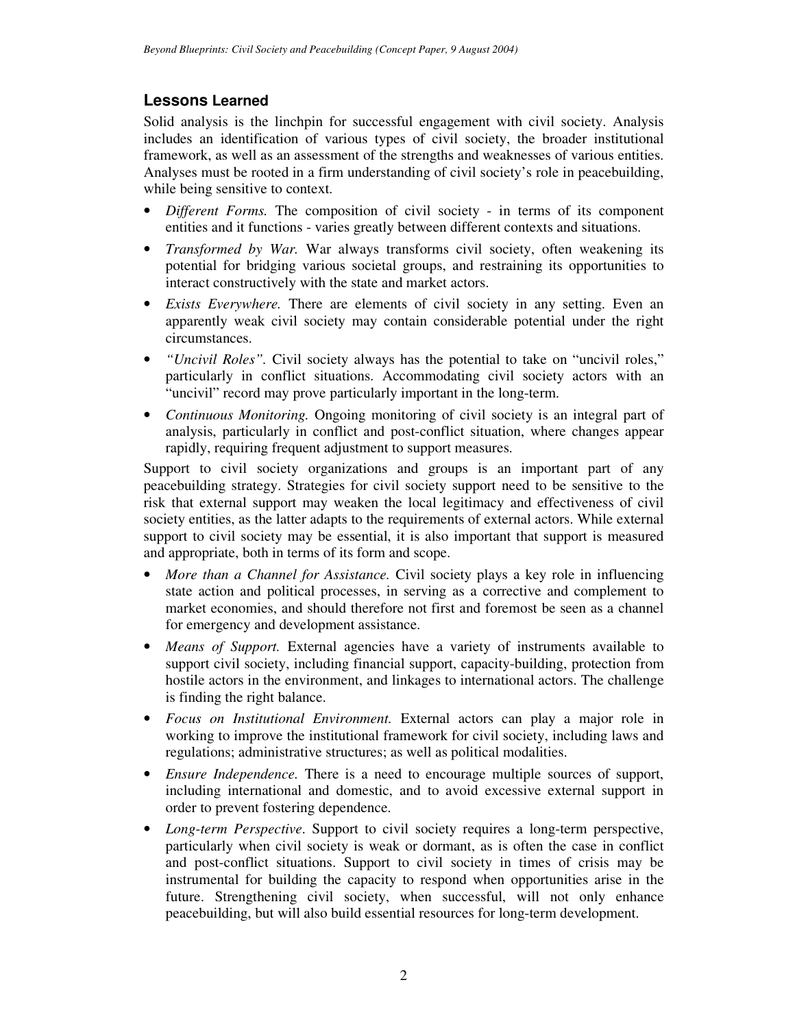## Lessons Learned

Solid analysis is the linchpin for successful engagement with civil society. Analysis includes an identification of various types of civil society, the broader institutional framework, as well as an assessment of the strengths and weaknesses of various entities. Analyses must be rooted in a firm understanding of civil society's role in peacebuilding, while being sensitive to context.

- *Different Forms.* The composition of civil society - in terms of its component entities and it functions - varies greatly between different contexts and situations.
- *Transformed by War.* War always transforms civil society, often weakening its potential for bridging various societal groups, and restraining its opportunities to interact constructively with the state and market actors.
- *Exists Everywhere.* There are elements of civil society in any setting. Even an apparently weak civil society may contain considerable potential under the right circumstances.
- *"Uncivil Roles".* Civil society always has the potential to take on "uncivil roles," particularly in conflict situations. Accommodating civil society actors with an "uncivil" record may prove particularly important in the long-term.
- *Continuous Monitoring.* Ongoing monitoring of civil society is an integral part of analysis, particularly in conflict and post-conflict situation, where changes appear rapidly, requiring frequent adjustment to support measures.

Support to civil society organizations and groups is an important part of any peacebuilding strategy. Strategies for civil society support need to be sensitive to the risk that external support may weaken the local legitimacy and effectiveness of civil society entities, as the latter adapts to the requirements of external actors. While external support to civil society may be essential, it is also important that support is measured and appropriate, both in terms of its form and scope.

- *More than a Channel for Assistance.* Civil society plays a key role in influencing state action and political processes, in serving as a corrective and complement to market economies, and should therefore not first and foremost be seen as a channel for emergency and development assistance.
- *Means of Support.* External agencies have a variety of instruments available to support civil society, including financial support, capacity-building, protection from hostile actors in the environment, and linkages to international actors. The challenge is finding the right balance.
- *Focus on Institutional Environment.* External actors can play a major role in working to improve the institutional framework for civil society, including laws and regulations; administrative structures; as well as political modalities.
- *Ensure Independence.* There is a need to encourage multiple sources of support, including international and domestic, and to avoid excessive external support in order to prevent fostering dependence.
- *Long-term Perspective*. Support to civil society requires a long-term perspective, particularly when civil society is weak or dormant, as is often the case in conflict and post-conflict situations. Support to civil society in times of crisis may be instrumental for building the capacity to respond when opportunities arise in the future. Strengthening civil society, when successful, will not only enhance peacebuilding, but will also build essential resources for long-term development.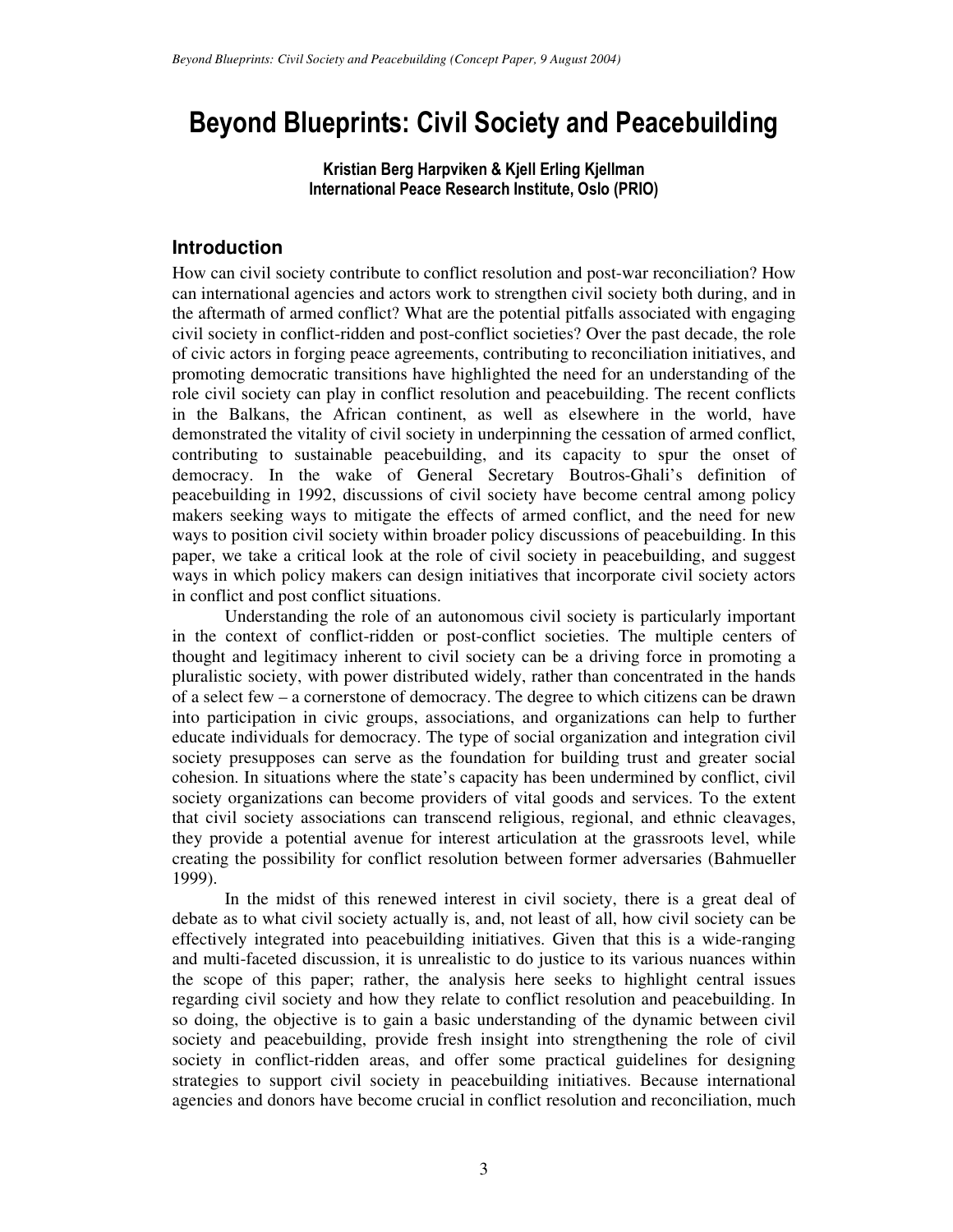# Beyond Blueprints: Civil Society and Peacebuilding

**Kristian Berg Harpviken & Kjell Erling Kjellman**
**International Peace Research Institute, Oslo (PRIO)**

## Introduction

How can civil society contribute to conflict resolution and post-war reconciliation? How can international agencies and actors work to strengthen civil society both during, and in the aftermath of armed conflict? What are the potential pitfalls associated with engaging civil society in conflict-ridden and post-conflict societies? Over the past decade, the role of civic actors in forging peace agreements, contributing to reconciliation initiatives, and promoting democratic transitions have highlighted the need for an understanding of the role civil society can play in conflict resolution and peacebuilding. The recent conflicts in the Balkans, the African continent, as well as elsewhere in the world, have demonstrated the vitality of civil society in underpinning the cessation of armed conflict, contributing to sustainable peacebuilding, and its capacity to spur the onset of democracy. In the wake of General Secretary Boutros-Ghali's definition of peacebuilding in 1992, discussions of civil society have become central among policy makers seeking ways to mitigate the effects of armed conflict, and the need for new ways to position civil society within broader policy discussions of peacebuilding. In this paper, we take a critical look at the role of civil society in peacebuilding, and suggest ways in which policy makers can design initiatives that incorporate civil society actors in conflict and post conflict situations.

Understanding the role of an autonomous civil society is particularly important in the context of conflict-ridden or post-conflict societies. The multiple centers of thought and legitimacy inherent to civil society can be a driving force in promoting a pluralistic society, with power distributed widely, rather than concentrated in the hands of a select few – a cornerstone of democracy. The degree to which citizens can be drawn into participation in civic groups, associations, and organizations can help to further educate individuals for democracy. The type of social organization and integration civil society presupposes can serve as the foundation for building trust and greater social cohesion. In situations where the state's capacity has been undermined by conflict, civil society organizations can become providers of vital goods and services. To the extent that civil society associations can transcend religious, regional, and ethnic cleavages, they provide a potential avenue for interest articulation at the grassroots level, while creating the possibility for conflict resolution between former adversaries (Bahmueller 1999).

In the midst of this renewed interest in civil society, there is a great deal of debate as to what civil society actually is, and, not least of all, how civil society can be effectively integrated into peacebuilding initiatives. Given that this is a wide-ranging and multi-faceted discussion, it is unrealistic to do justice to its various nuances within the scope of this paper; rather, the analysis here seeks to highlight central issues regarding civil society and how they relate to conflict resolution and peacebuilding. In so doing, the objective is to gain a basic understanding of the dynamic between civil society and peacebuilding, provide fresh insight into strengthening the role of civil society in conflict-ridden areas, and offer some practical guidelines for designing strategies to support civil society in peacebuilding initiatives. Because international agencies and donors have become crucial in conflict resolution and reconciliation, much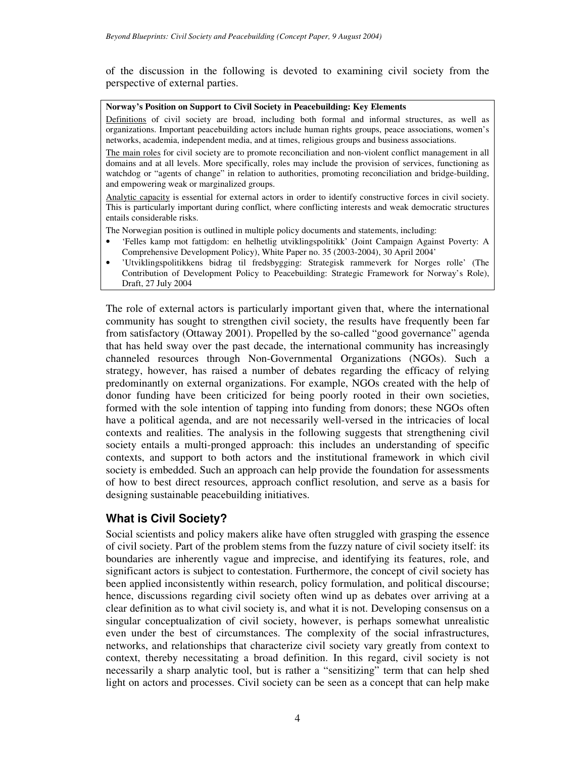of the discussion in the following is devoted to examining civil society from the perspective of external parties.

> **Norway's Position on Support to Civil Society in Peacebuilding: Key Elements**
>
> Definitions of civil society are broad, including both formal and informal structures, as well as organizations. Important peacebuilding actors include human rights groups, peace associations, women's networks, academia, independent media, and at times, religious groups and business associations.
>
> The main roles for civil society are to promote reconciliation and non-violent conflict management in all domains and at all levels. More specifically, roles may include the provision of services, functioning as watchdog or "agents of change" in relation to authorities, promoting reconciliation and bridge-building, and empowering weak or marginalized groups.
>
> Analytic capacity is essential for external actors in order to identify constructive forces in civil society. This is particularly important during conflict, where conflicting interests and weak democratic structures entails considerable risks.
>
> The Norwegian position is outlined in multiple policy documents and statements, including:
>
> - 'Felles kamp mot fattigdom: en helhetlig utviklingspolitikk' (Joint Campaign Against Poverty: A Comprehensive Development Policy), White Paper no. 35 (2003-2004), 30 April 2004'
> - 'Utviklingspolitikkens bidrag til fredsbygging: Strategisk rammeverk for Norges rolle' (The Contribution of Development Policy to Peacebuilding: Strategic Framework for Norway's Role), Draft, 27 July 2004

The role of external actors is particularly important given that, where the international community has sought to strengthen civil society, the results have frequently been far from satisfactory (Ottaway 2001). Propelled by the so-called "good governance" agenda that has held sway over the past decade, the international community has increasingly channeled resources through Non-Governmental Organizations (NGOs). Such a strategy, however, has raised a number of debates regarding the efficacy of relying predominantly on external organizations. For example, NGOs created with the help of donor funding have been criticized for being poorly rooted in their own societies, formed with the sole intention of tapping into funding from donors; these NGOs often have a political agenda, and are not necessarily well-versed in the intricacies of local contexts and realities. The analysis in the following suggests that strengthening civil society entails a multi-pronged approach: this includes an understanding of specific contexts, and support to both actors and the institutional framework in which civil society is embedded. Such an approach can help provide the foundation for assessments of how to best direct resources, approach conflict resolution, and serve as a basis for designing sustainable peacebuilding initiatives.

## What is Civil Society?

Social scientists and policy makers alike have often struggled with grasping the essence of civil society. Part of the problem stems from the fuzzy nature of civil society itself: its boundaries are inherently vague and imprecise, and identifying its features, role, and significant actors is subject to contestation. Furthermore, the concept of civil society has been applied inconsistently within research, policy formulation, and political discourse; hence, discussions regarding civil society often wind up as debates over arriving at a clear definition as to what civil society is, and what it is not. Developing consensus on a singular conceptualization of civil society, however, is perhaps somewhat unrealistic even under the best of circumstances. The complexity of the social infrastructures, networks, and relationships that characterize civil society vary greatly from context to context, thereby necessitating a broad definition. In this regard, civil society is not necessarily a sharp analytic tool, but is rather a "sensitizing" term that can help shed light on actors and processes. Civil society can be seen as a concept that can help make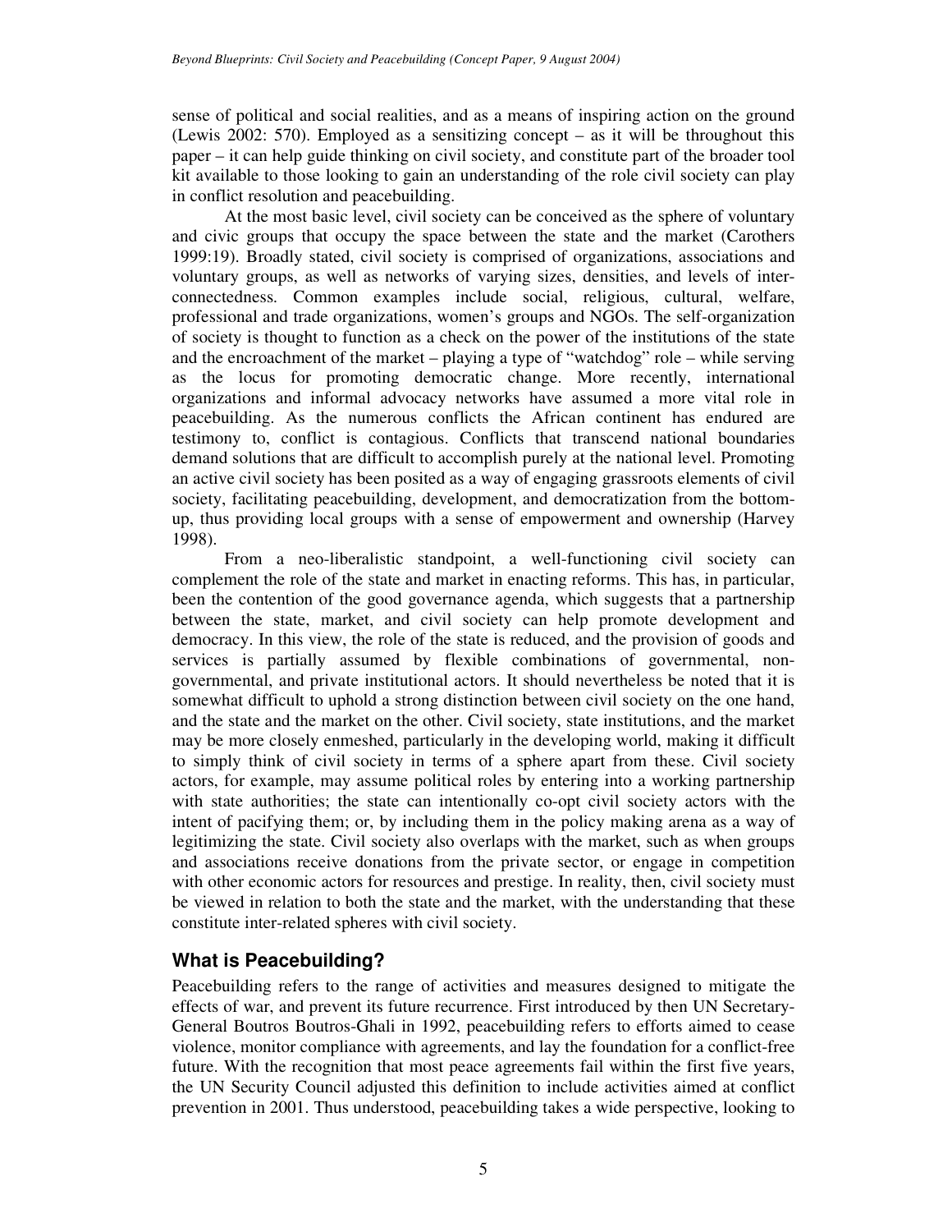sense of political and social realities, and as a means of inspiring action on the ground (Lewis 2002: 570). Employed as a sensitizing concept – as it will be throughout this paper – it can help guide thinking on civil society, and constitute part of the broader tool kit available to those looking to gain an understanding of the role civil society can play in conflict resolution and peacebuilding.

At the most basic level, civil society can be conceived as the sphere of voluntary and civic groups that occupy the space between the state and the market (Carothers 1999:19). Broadly stated, civil society is comprised of organizations, associations and voluntary groups, as well as networks of varying sizes, densities, and levels of inter-connectedness. Common examples include social, religious, cultural, welfare, professional and trade organizations, women's groups and NGOs. The self-organization of society is thought to function as a check on the power of the institutions of the state and the encroachment of the market – playing a type of "watchdog" role – while serving as the locus for promoting democratic change. More recently, international organizations and informal advocacy networks have assumed a more vital role in peacebuilding. As the numerous conflicts the African continent has endured are testimony to, conflict is contagious. Conflicts that transcend national boundaries demand solutions that are difficult to accomplish purely at the national level. Promoting an active civil society has been posited as a way of engaging grassroots elements of civil society, facilitating peacebuilding, development, and democratization from the bottom-up, thus providing local groups with a sense of empowerment and ownership (Harvey 1998).

From a neo-liberalistic standpoint, a well-functioning civil society can complement the role of the state and market in enacting reforms. This has, in particular, been the contention of the good governance agenda, which suggests that a partnership between the state, market, and civil society can help promote development and democracy. In this view, the role of the state is reduced, and the provision of goods and services is partially assumed by flexible combinations of governmental, non-governmental, and private institutional actors. It should nevertheless be noted that it is somewhat difficult to uphold a strong distinction between civil society on the one hand, and the state and the market on the other. Civil society, state institutions, and the market may be more closely enmeshed, particularly in the developing world, making it difficult to simply think of civil society in terms of a sphere apart from these. Civil society actors, for example, may assume political roles by entering into a working partnership with state authorities; the state can intentionally co-opt civil society actors with the intent of pacifying them; or, by including them in the policy making arena as a way of legitimizing the state. Civil society also overlaps with the market, such as when groups and associations receive donations from the private sector, or engage in competition with other economic actors for resources and prestige. In reality, then, civil society must be viewed in relation to both the state and the market, with the understanding that these constitute inter-related spheres with civil society.

## What is Peacebuilding?

Peacebuilding refers to the range of activities and measures designed to mitigate the effects of war, and prevent its future recurrence. First introduced by then UN Secretary-General Boutros Boutros-Ghali in 1992, peacebuilding refers to efforts aimed to cease violence, monitor compliance with agreements, and lay the foundation for a conflict-free future. With the recognition that most peace agreements fail within the first five years, the UN Security Council adjusted this definition to include activities aimed at conflict prevention in 2001. Thus understood, peacebuilding takes a wide perspective, looking to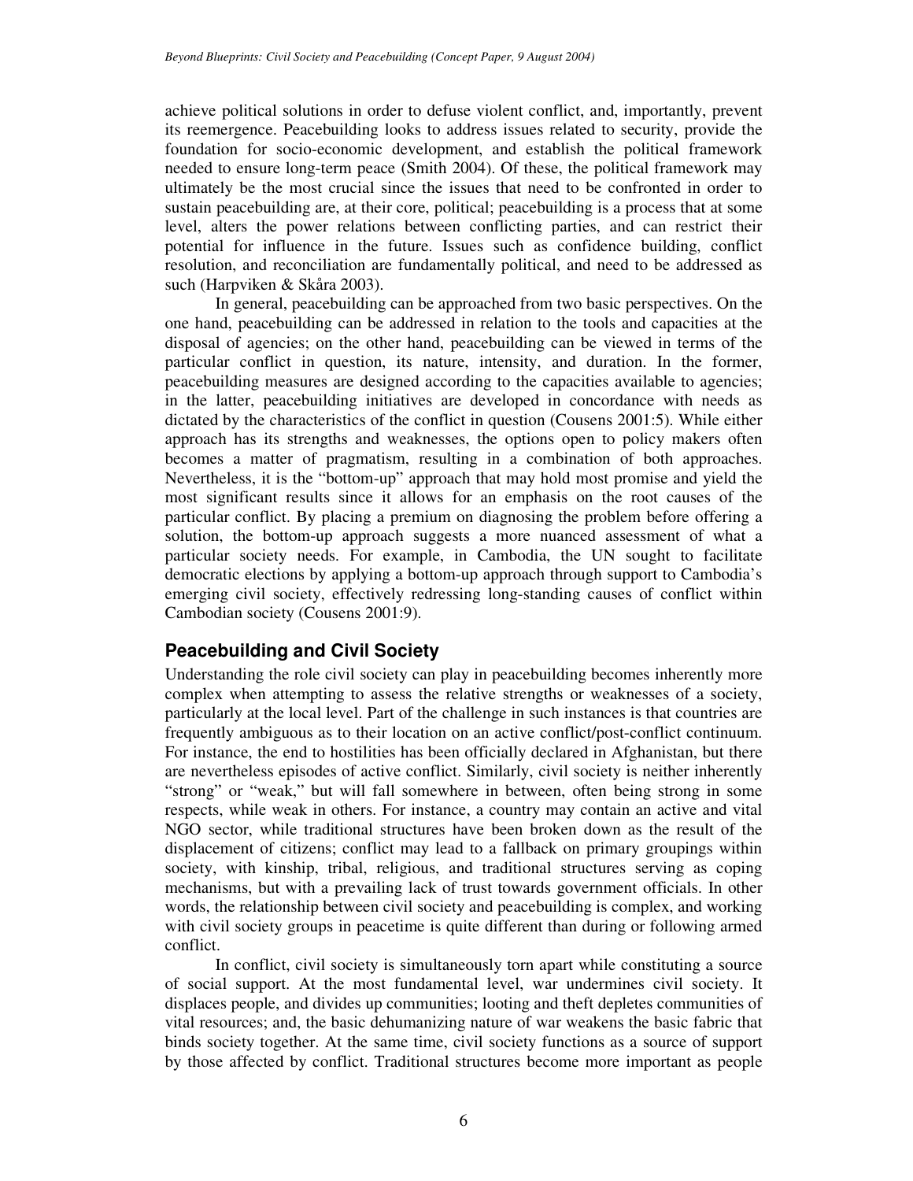achieve political solutions in order to defuse violent conflict, and, importantly, prevent its reemergence. Peacebuilding looks to address issues related to security, provide the foundation for socio-economic development, and establish the political framework needed to ensure long-term peace (Smith 2004). Of these, the political framework may ultimately be the most crucial since the issues that need to be confronted in order to sustain peacebuilding are, at their core, political; peacebuilding is a process that at some level, alters the power relations between conflicting parties, and can restrict their potential for influence in the future. Issues such as confidence building, conflict resolution, and reconciliation are fundamentally political, and need to be addressed as such (Harpviken & Skåra 2003).

In general, peacebuilding can be approached from two basic perspectives. On the one hand, peacebuilding can be addressed in relation to the tools and capacities at the disposal of agencies; on the other hand, peacebuilding can be viewed in terms of the particular conflict in question, its nature, intensity, and duration. In the former, peacebuilding measures are designed according to the capacities available to agencies; in the latter, peacebuilding initiatives are developed in concordance with needs as dictated by the characteristics of the conflict in question (Cousens 2001:5). While either approach has its strengths and weaknesses, the options open to policy makers often becomes a matter of pragmatism, resulting in a combination of both approaches. Nevertheless, it is the "bottom-up" approach that may hold most promise and yield the most significant results since it allows for an emphasis on the root causes of the particular conflict. By placing a premium on diagnosing the problem before offering a solution, the bottom-up approach suggests a more nuanced assessment of what a particular society needs. For example, in Cambodia, the UN sought to facilitate democratic elections by applying a bottom-up approach through support to Cambodia's emerging civil society, effectively redressing long-standing causes of conflict within Cambodian society (Cousens 2001:9).

## Peacebuilding and Civil Society

Understanding the role civil society can play in peacebuilding becomes inherently more complex when attempting to assess the relative strengths or weaknesses of a society, particularly at the local level. Part of the challenge in such instances is that countries are frequently ambiguous as to their location on an active conflict/post-conflict continuum. For instance, the end to hostilities has been officially declared in Afghanistan, but there are nevertheless episodes of active conflict. Similarly, civil society is neither inherently "strong" or "weak," but will fall somewhere in between, often being strong in some respects, while weak in others. For instance, a country may contain an active and vital NGO sector, while traditional structures have been broken down as the result of the displacement of citizens; conflict may lead to a fallback on primary groupings within society, with kinship, tribal, religious, and traditional structures serving as coping mechanisms, but with a prevailing lack of trust towards government officials. In other words, the relationship between civil society and peacebuilding is complex, and working with civil society groups in peacetime is quite different than during or following armed conflict.

In conflict, civil society is simultaneously torn apart while constituting a source of social support. At the most fundamental level, war undermines civil society. It displaces people, and divides up communities; looting and theft depletes communities of vital resources; and, the basic dehumanizing nature of war weakens the basic fabric that binds society together. At the same time, civil society functions as a source of support by those affected by conflict. Traditional structures become more important as people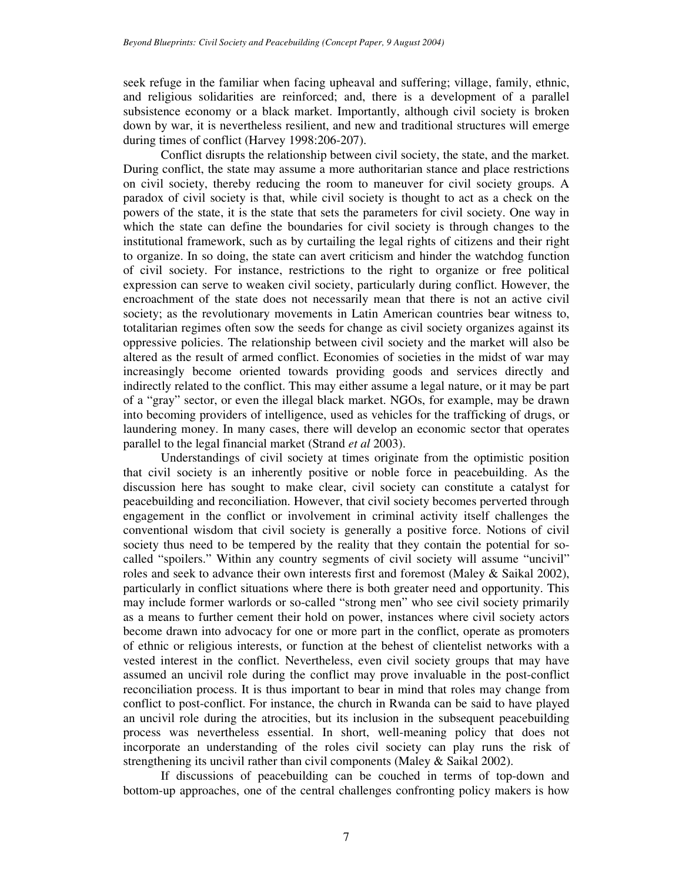seek refuge in the familiar when facing upheaval and suffering; village, family, ethnic, and religious solidarities are reinforced; and, there is a development of a parallel subsistence economy or a black market. Importantly, although civil society is broken down by war, it is nevertheless resilient, and new and traditional structures will emerge during times of conflict (Harvey 1998:206-207).

Conflict disrupts the relationship between civil society, the state, and the market. During conflict, the state may assume a more authoritarian stance and place restrictions on civil society, thereby reducing the room to maneuver for civil society groups. A paradox of civil society is that, while civil society is thought to act as a check on the powers of the state, it is the state that sets the parameters for civil society. One way in which the state can define the boundaries for civil society is through changes to the institutional framework, such as by curtailing the legal rights of citizens and their right to organize. In so doing, the state can avert criticism and hinder the watchdog function of civil society. For instance, restrictions to the right to organize or free political expression can serve to weaken civil society, particularly during conflict. However, the encroachment of the state does not necessarily mean that there is not an active civil society; as the revolutionary movements in Latin American countries bear witness to, totalitarian regimes often sow the seeds for change as civil society organizes against its oppressive policies. The relationship between civil society and the market will also be altered as the result of armed conflict. Economies of societies in the midst of war may increasingly become oriented towards providing goods and services directly and indirectly related to the conflict. This may either assume a legal nature, or it may be part of a "gray" sector, or even the illegal black market. NGOs, for example, may be drawn into becoming providers of intelligence, used as vehicles for the trafficking of drugs, or laundering money. In many cases, there will develop an economic sector that operates parallel to the legal financial market (Strand *et al* 2003).

Understandings of civil society at times originate from the optimistic position that civil society is an inherently positive or noble force in peacebuilding. As the discussion here has sought to make clear, civil society can constitute a catalyst for peacebuilding and reconciliation. However, that civil society becomes perverted through engagement in the conflict or involvement in criminal activity itself challenges the conventional wisdom that civil society is generally a positive force. Notions of civil society thus need to be tempered by the reality that they contain the potential for so-called "spoilers." Within any country segments of civil society will assume "uncivil" roles and seek to advance their own interests first and foremost (Maley & Saikal 2002), particularly in conflict situations where there is both greater need and opportunity. This may include former warlords or so-called "strong men" who see civil society primarily as a means to further cement their hold on power, instances where civil society actors become drawn into advocacy for one or more part in the conflict, operate as promoters of ethnic or religious interests, or function at the behest of clientelist networks with a vested interest in the conflict. Nevertheless, even civil society groups that may have assumed an uncivil role during the conflict may prove invaluable in the post-conflict reconciliation process. It is thus important to bear in mind that roles may change from conflict to post-conflict. For instance, the church in Rwanda can be said to have played an uncivil role during the atrocities, but its inclusion in the subsequent peacebuilding process was nevertheless essential. In short, well-meaning policy that does not incorporate an understanding of the roles civil society can play runs the risk of strengthening its uncivil rather than civil components (Maley & Saikal 2002).

If discussions of peacebuilding can be couched in terms of top-down and bottom-up approaches, one of the central challenges confronting policy makers is how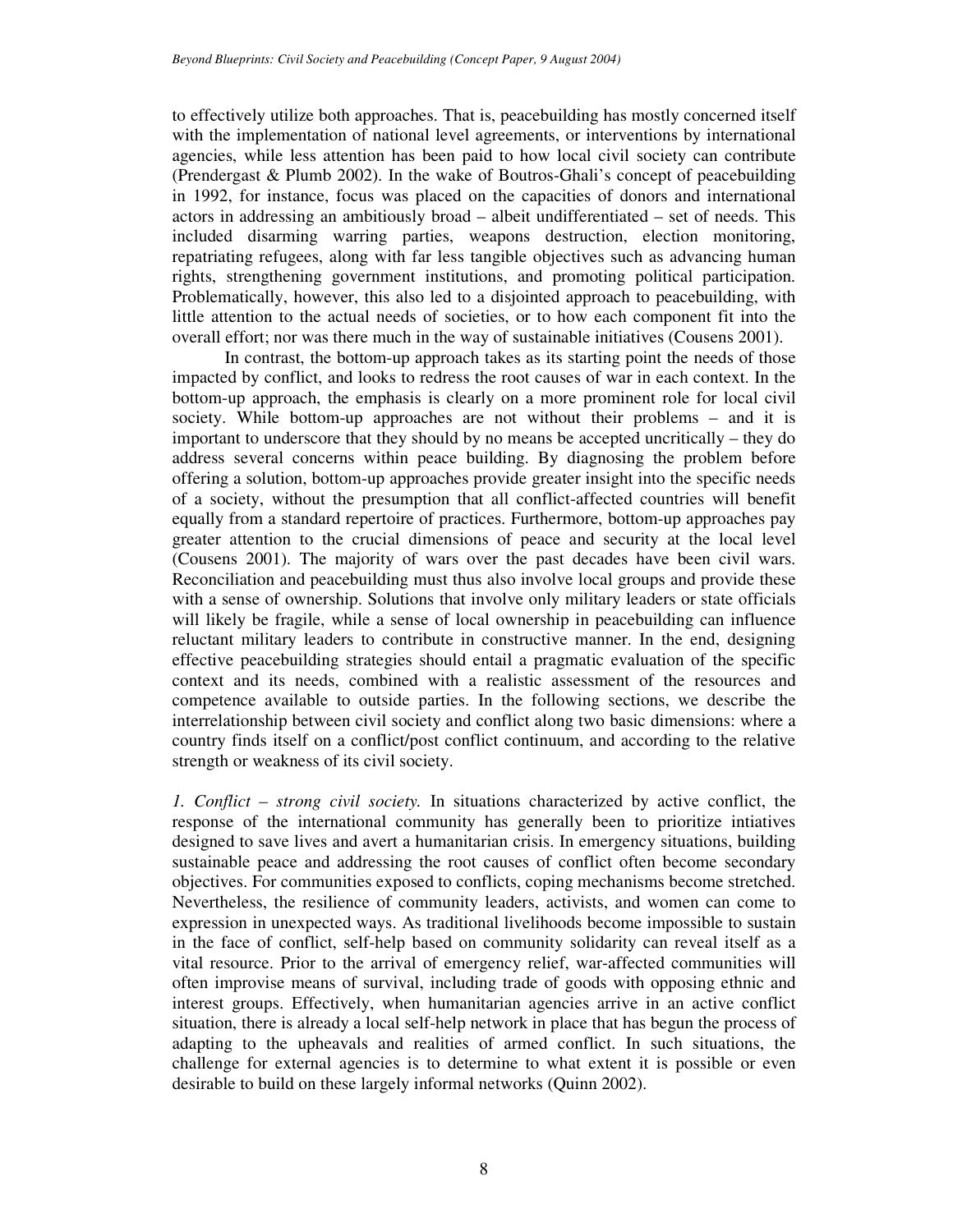to effectively utilize both approaches. That is, peacebuilding has mostly concerned itself with the implementation of national level agreements, or interventions by international agencies, while less attention has been paid to how local civil society can contribute (Prendergast & Plumb 2002). In the wake of Boutros-Ghali's concept of peacebuilding in 1992, for instance, focus was placed on the capacities of donors and international actors in addressing an ambitiously broad – albeit undifferentiated – set of needs. This included disarming warring parties, weapons destruction, election monitoring, repatriating refugees, along with far less tangible objectives such as advancing human rights, strengthening government institutions, and promoting political participation. Problematically, however, this also led to a disjointed approach to peacebuilding, with little attention to the actual needs of societies, or to how each component fit into the overall effort; nor was there much in the way of sustainable initiatives (Cousens 2001).

In contrast, the bottom-up approach takes as its starting point the needs of those impacted by conflict, and looks to redress the root causes of war in each context. In the bottom-up approach, the emphasis is clearly on a more prominent role for local civil society. While bottom-up approaches are not without their problems – and it is important to underscore that they should by no means be accepted uncritically – they do address several concerns within peace building. By diagnosing the problem before offering a solution, bottom-up approaches provide greater insight into the specific needs of a society, without the presumption that all conflict-affected countries will benefit equally from a standard repertoire of practices. Furthermore, bottom-up approaches pay greater attention to the crucial dimensions of peace and security at the local level (Cousens 2001). The majority of wars over the past decades have been civil wars. Reconciliation and peacebuilding must thus also involve local groups and provide these with a sense of ownership. Solutions that involve only military leaders or state officials will likely be fragile, while a sense of local ownership in peacebuilding can influence reluctant military leaders to contribute in constructive manner. In the end, designing effective peacebuilding strategies should entail a pragmatic evaluation of the specific context and its needs, combined with a realistic assessment of the resources and competence available to outside parties. In the following sections, we describe the interrelationship between civil society and conflict along two basic dimensions: where a country finds itself on a conflict/post conflict continuum, and according to the relative strength or weakness of its civil society.

*1. Conflict – strong civil society.* In situations characterized by active conflict, the response of the international community has generally been to prioritize intiatives designed to save lives and avert a humanitarian crisis. In emergency situations, building sustainable peace and addressing the root causes of conflict often become secondary objectives. For communities exposed to conflicts, coping mechanisms become stretched. Nevertheless, the resilience of community leaders, activists, and women can come to expression in unexpected ways. As traditional livelihoods become impossible to sustain in the face of conflict, self-help based on community solidarity can reveal itself as a vital resource. Prior to the arrival of emergency relief, war-affected communities will often improvise means of survival, including trade of goods with opposing ethnic and interest groups. Effectively, when humanitarian agencies arrive in an active conflict situation, there is already a local self-help network in place that has begun the process of adapting to the upheavals and realities of armed conflict. In such situations, the challenge for external agencies is to determine to what extent it is possible or even desirable to build on these largely informal networks (Quinn 2002).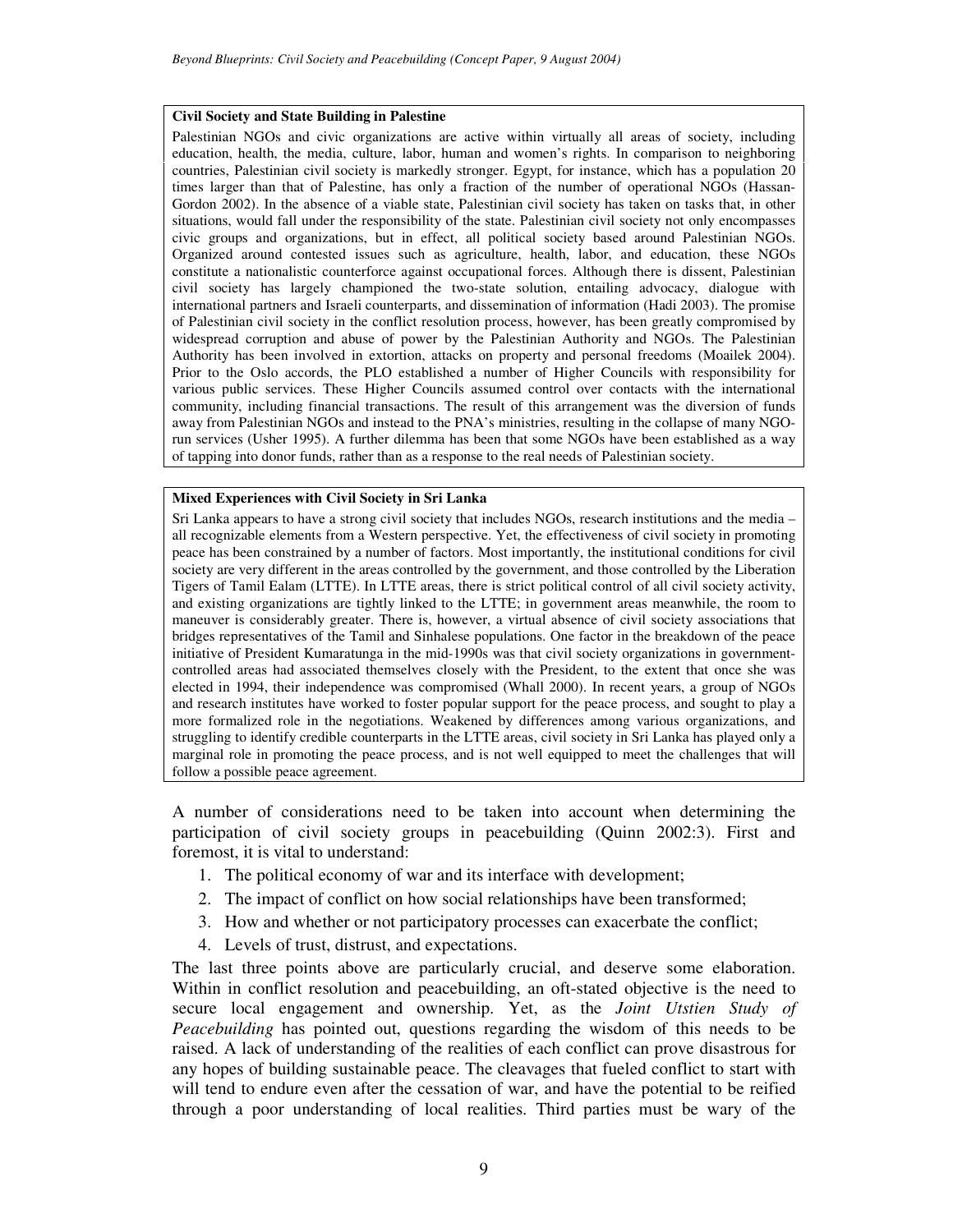**Civil Society and State Building in Palestine**

Palestinian NGOs and civic organizations are active within virtually all areas of society, including education, health, the media, culture, labor, human and women's rights. In comparison to neighboring countries, Palestinian civil society is markedly stronger. Egypt, for instance, which has a population 20 times larger than that of Palestine, has only a fraction of the number of operational NGOs (Hassan-Gordon 2002). In the absence of a viable state, Palestinian civil society has taken on tasks that, in other situations, would fall under the responsibility of the state. Palestinian civil society not only encompasses civic groups and organizations, but in effect, all political society based around Palestinian NGOs. Organized around contested issues such as agriculture, health, labor, and education, these NGOs constitute a nationalistic counterforce against occupational forces. Although there is dissent, Palestinian civil society has largely championed the two-state solution, entailing advocacy, dialogue with international partners and Israeli counterparts, and dissemination of information (Hadi 2003). The promise of Palestinian civil society in the conflict resolution process, however, has been greatly compromised by widespread corruption and abuse of power by the Palestinian Authority and NGOs. The Palestinian Authority has been involved in extortion, attacks on property and personal freedoms (Moailek 2004). Prior to the Oslo accords, the PLO established a number of Higher Councils with responsibility for various public services. These Higher Councils assumed control over contacts with the international community, including financial transactions. The result of this arrangement was the diversion of funds away from Palestinian NGOs and instead to the PNA's ministries, resulting in the collapse of many NGO-run services (Usher 1995). A further dilemma has been that some NGOs have been established as a way of tapping into donor funds, rather than as a response to the real needs of Palestinian society.

**Mixed Experiences with Civil Society in Sri Lanka**

Sri Lanka appears to have a strong civil society that includes NGOs, research institutions and the media – all recognizable elements from a Western perspective. Yet, the effectiveness of civil society in promoting peace has been constrained by a number of factors. Most importantly, the institutional conditions for civil society are very different in the areas controlled by the government, and those controlled by the Liberation Tigers of Tamil Ealam (LTTE). In LTTE areas, there is strict political control of all civil society activity, and existing organizations are tightly linked to the LTTE; in government areas meanwhile, the room to maneuver is considerably greater. There is, however, a virtual absence of civil society associations that bridges representatives of the Tamil and Sinhalese populations. One factor in the breakdown of the peace initiative of President Kumaratunga in the mid-1990s was that civil society organizations in government-controlled areas had associated themselves closely with the President, to the extent that once she was elected in 1994, their independence was compromised (Whall 2000). In recent years, a group of NGOs and research institutes have worked to foster popular support for the peace process, and sought to play a more formalized role in the negotiations. Weakened by differences among various organizations, and struggling to identify credible counterparts in the LTTE areas, civil society in Sri Lanka has played only a marginal role in promoting the peace process, and is not well equipped to meet the challenges that will follow a possible peace agreement.

A number of considerations need to be taken into account when determining the participation of civil society groups in peacebuilding (Quinn 2002:3). First and foremost, it is vital to understand:

1. The political economy of war and its interface with development;
2. The impact of conflict on how social relationships have been transformed;
3. How and whether or not participatory processes can exacerbate the conflict;
4. Levels of trust, distrust, and expectations.

The last three points above are particularly crucial, and deserve some elaboration. Within in conflict resolution and peacebuilding, an oft-stated objective is the need to secure local engagement and ownership. Yet, as the *Joint Utstien Study of Peacebuilding* has pointed out, questions regarding the wisdom of this needs to be raised. A lack of understanding of the realities of each conflict can prove disastrous for any hopes of building sustainable peace. The cleavages that fueled conflict to start with will tend to endure even after the cessation of war, and have the potential to be reified through a poor understanding of local realities. Third parties must be wary of the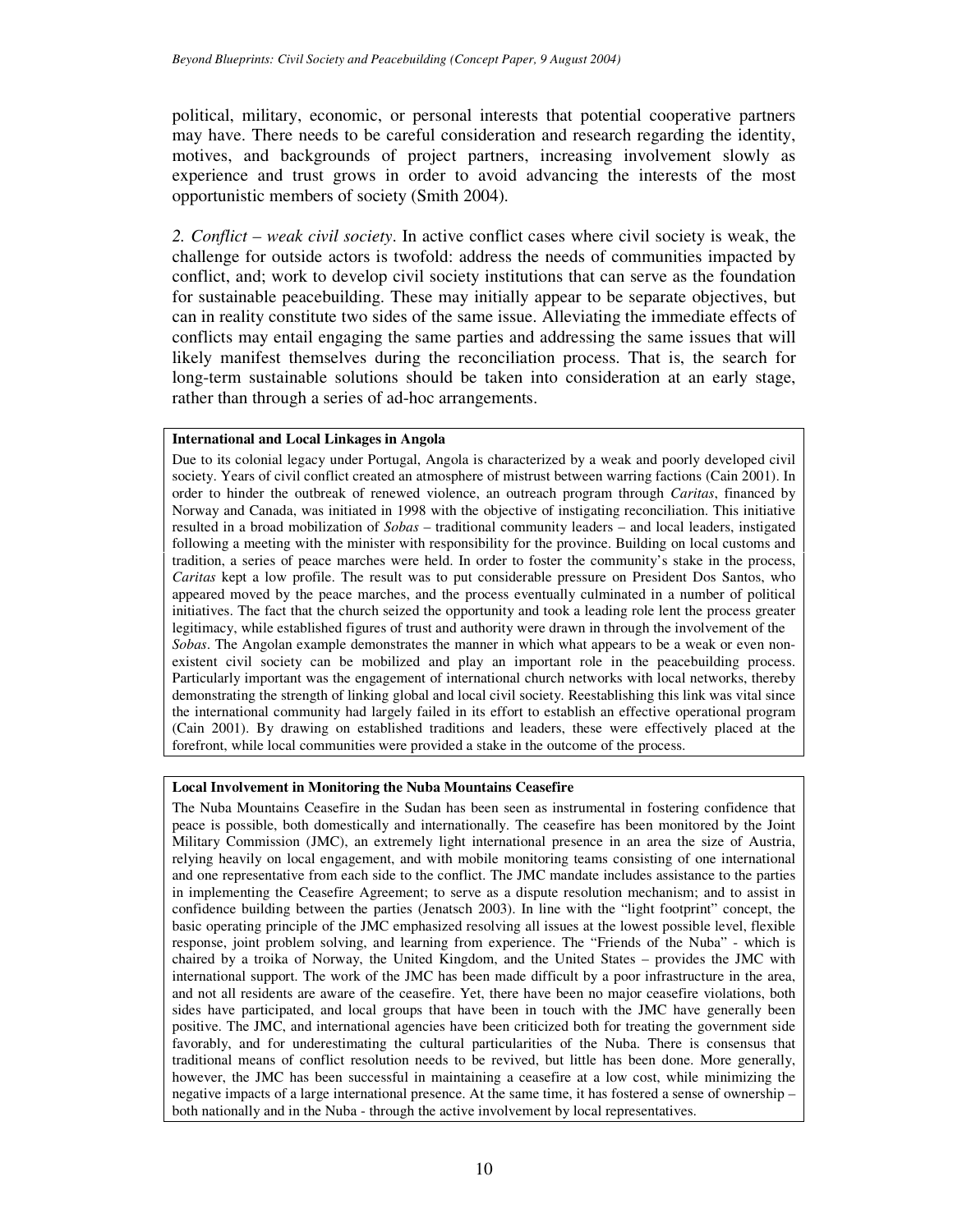political, military, economic, or personal interests that potential cooperative partners may have. There needs to be careful consideration and research regarding the identity, motives, and backgrounds of project partners, increasing involvement slowly as experience and trust grows in order to avoid advancing the interests of the most opportunistic members of society (Smith 2004).

*2. Conflict – weak civil society*. In active conflict cases where civil society is weak, the challenge for outside actors is twofold: address the needs of communities impacted by conflict, and; work to develop civil society institutions that can serve as the foundation for sustainable peacebuilding. These may initially appear to be separate objectives, but can in reality constitute two sides of the same issue. Alleviating the immediate effects of conflicts may entail engaging the same parties and addressing the same issues that will likely manifest themselves during the reconciliation process. That is, the search for long-term sustainable solutions should be taken into consideration at an early stage, rather than through a series of ad-hoc arrangements.

**International and Local Linkages in Angola**

Due to its colonial legacy under Portugal, Angola is characterized by a weak and poorly developed civil society. Years of civil conflict created an atmosphere of mistrust between warring factions (Cain 2001). In order to hinder the outbreak of renewed violence, an outreach program through *Caritas*, financed by Norway and Canada, was initiated in 1998 with the objective of instigating reconciliation. This initiative resulted in a broad mobilization of *Sobas* – traditional community leaders – and local leaders, instigated following a meeting with the minister with responsibility for the province. Building on local customs and tradition, a series of peace marches were held. In order to foster the community's stake in the process, *Caritas* kept a low profile. The result was to put considerable pressure on President Dos Santos, who appeared moved by the peace marches, and the process eventually culminated in a number of political initiatives. The fact that the church seized the opportunity and took a leading role lent the process greater legitimacy, while established figures of trust and authority were drawn in through the involvement of the *Sobas*. The Angolan example demonstrates the manner in which what appears to be a weak or even non-existent civil society can be mobilized and play an important role in the peacebuilding process. Particularly important was the engagement of international church networks with local networks, thereby demonstrating the strength of linking global and local civil society. Reestablishing this link was vital since the international community had largely failed in its effort to establish an effective operational program (Cain 2001). By drawing on established traditions and leaders, these were effectively placed at the forefront, while local communities were provided a stake in the outcome of the process.

**Local Involvement in Monitoring the Nuba Mountains Ceasefire**

The Nuba Mountains Ceasefire in the Sudan has been seen as instrumental in fostering confidence that peace is possible, both domestically and internationally. The ceasefire has been monitored by the Joint Military Commission (JMC), an extremely light international presence in an area the size of Austria, relying heavily on local engagement, and with mobile monitoring teams consisting of one international and one representative from each side to the conflict. The JMC mandate includes assistance to the parties in implementing the Ceasefire Agreement; to serve as a dispute resolution mechanism; and to assist in confidence building between the parties (Jenatsch 2003). In line with the "light footprint" concept, the basic operating principle of the JMC emphasized resolving all issues at the lowest possible level, flexible response, joint problem solving, and learning from experience. The "Friends of the Nuba" - which is chaired by a troika of Norway, the United Kingdom, and the United States – provides the JMC with international support. The work of the JMC has been made difficult by a poor infrastructure in the area, and not all residents are aware of the ceasefire. Yet, there have been no major ceasefire violations, both sides have participated, and local groups that have been in touch with the JMC have generally been positive. The JMC, and international agencies have been criticized both for treating the government side favorably, and for underestimating the cultural particularities of the Nuba. There is consensus that traditional means of conflict resolution needs to be revived, but little has been done. More generally, however, the JMC has been successful in maintaining a ceasefire at a low cost, while minimizing the negative impacts of a large international presence. At the same time, it has fostered a sense of ownership – both nationally and in the Nuba - through the active involvement by local representatives.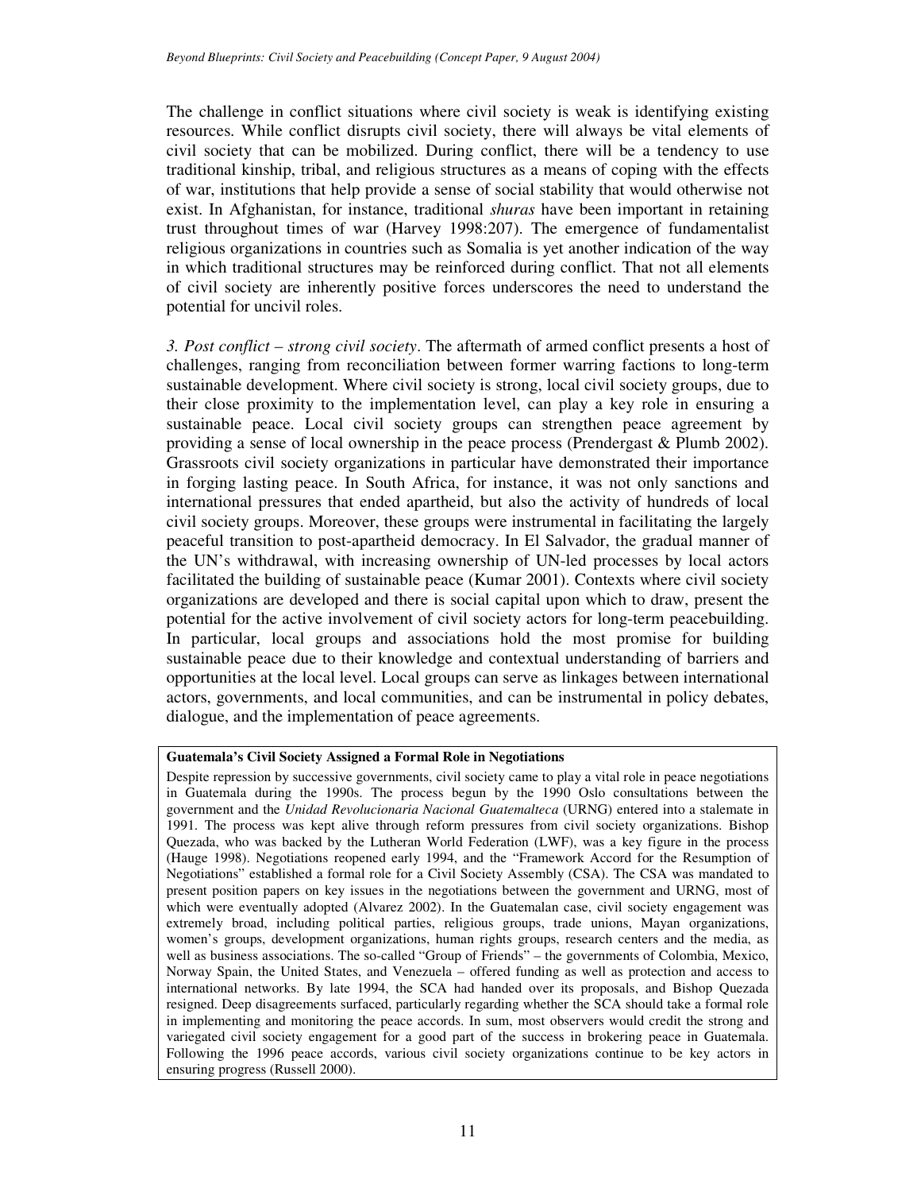The challenge in conflict situations where civil society is weak is identifying existing resources. While conflict disrupts civil society, there will always be vital elements of civil society that can be mobilized. During conflict, there will be a tendency to use traditional kinship, tribal, and religious structures as a means of coping with the effects of war, institutions that help provide a sense of social stability that would otherwise not exist. In Afghanistan, for instance, traditional *shuras* have been important in retaining trust throughout times of war (Harvey 1998:207). The emergence of fundamentalist religious organizations in countries such as Somalia is yet another indication of the way in which traditional structures may be reinforced during conflict. That not all elements of civil society are inherently positive forces underscores the need to understand the potential for uncivil roles.

*3. Post conflict – strong civil society*. The aftermath of armed conflict presents a host of challenges, ranging from reconciliation between former warring factions to long-term sustainable development. Where civil society is strong, local civil society groups, due to their close proximity to the implementation level, can play a key role in ensuring a sustainable peace. Local civil society groups can strengthen peace agreement by providing a sense of local ownership in the peace process (Prendergast & Plumb 2002). Grassroots civil society organizations in particular have demonstrated their importance in forging lasting peace. In South Africa, for instance, it was not only sanctions and international pressures that ended apartheid, but also the activity of hundreds of local civil society groups. Moreover, these groups were instrumental in facilitating the largely peaceful transition to post-apartheid democracy. In El Salvador, the gradual manner of the UN's withdrawal, with increasing ownership of UN-led processes by local actors facilitated the building of sustainable peace (Kumar 2001). Contexts where civil society organizations are developed and there is social capital upon which to draw, present the potential for the active involvement of civil society actors for long-term peacebuilding. In particular, local groups and associations hold the most promise for building sustainable peace due to their knowledge and contextual understanding of barriers and opportunities at the local level. Local groups can serve as linkages between international actors, governments, and local communities, and can be instrumental in policy debates, dialogue, and the implementation of peace agreements.

**Guatemala's Civil Society Assigned a Formal Role in Negotiations**

Despite repression by successive governments, civil society came to play a vital role in peace negotiations in Guatemala during the 1990s. The process begun by the 1990 Oslo consultations between the government and the *Unidad Revolucionaria Nacional Guatemalteca* (URNG) entered into a stalemate in 1991. The process was kept alive through reform pressures from civil society organizations. Bishop Quezada, who was backed by the Lutheran World Federation (LWF), was a key figure in the process (Hauge 1998). Negotiations reopened early 1994, and the "Framework Accord for the Resumption of Negotiations" established a formal role for a Civil Society Assembly (CSA). The CSA was mandated to present position papers on key issues in the negotiations between the government and URNG, most of which were eventually adopted (Alvarez 2002). In the Guatemalan case, civil society engagement was extremely broad, including political parties, religious groups, trade unions, Mayan organizations, women's groups, development organizations, human rights groups, research centers and the media, as well as business associations. The so-called "Group of Friends" – the governments of Colombia, Mexico, Norway Spain, the United States, and Venezuela – offered funding as well as protection and access to international networks. By late 1994, the SCA had handed over its proposals, and Bishop Quezada resigned. Deep disagreements surfaced, particularly regarding whether the SCA should take a formal role in implementing and monitoring the peace accords. In sum, most observers would credit the strong and variegated civil society engagement for a good part of the success in brokering peace in Guatemala. Following the 1996 peace accords, various civil society organizations continue to be key actors in ensuring progress (Russell 2000).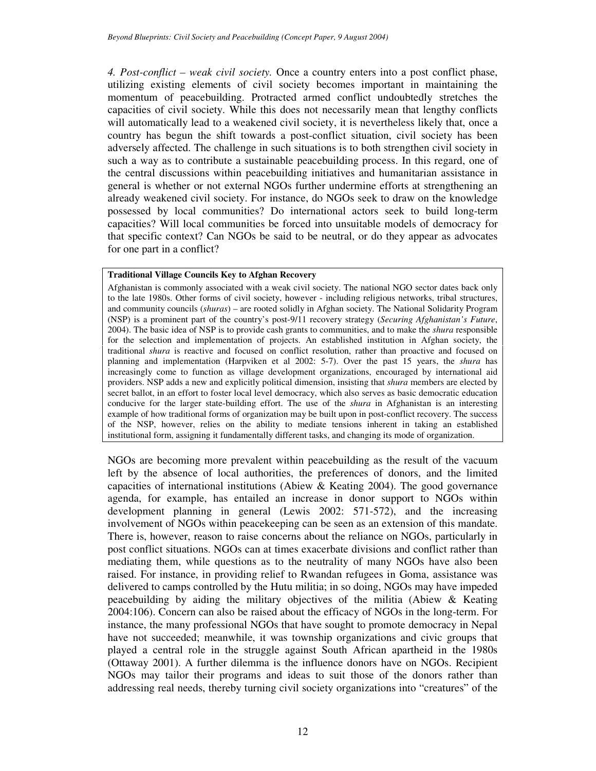*4. Post-conflict – weak civil society.* Once a country enters into a post conflict phase, utilizing existing elements of civil society becomes important in maintaining the momentum of peacebuilding. Protracted armed conflict undoubtedly stretches the capacities of civil society. While this does not necessarily mean that lengthy conflicts will automatically lead to a weakened civil society, it is nevertheless likely that, once a country has begun the shift towards a post-conflict situation, civil society has been adversely affected. The challenge in such situations is to both strengthen civil society in such a way as to contribute a sustainable peacebuilding process. In this regard, one of the central discussions within peacebuilding initiatives and humanitarian assistance in general is whether or not external NGOs further undermine efforts at strengthening an already weakened civil society. For instance, do NGOs seek to draw on the knowledge possessed by local communities? Do international actors seek to build long-term capacities? Will local communities be forced into unsuitable models of democracy for that specific context? Can NGOs be said to be neutral, or do they appear as advocates for one part in a conflict?

> **Traditional Village Councils Key to Afghan Recovery**
>
> Afghanistan is commonly associated with a weak civil society. The national NGO sector dates back only to the late 1980s. Other forms of civil society, however - including religious networks, tribal structures, and community councils (*shuras*) – are rooted solidly in Afghan society. The National Solidarity Program (NSP) is a prominent part of the country's post-9/11 recovery strategy (*Securing Afghanistan's Future*, 2004). The basic idea of NSP is to provide cash grants to communities, and to make the *shura* responsible for the selection and implementation of projects. An established institution in Afghan society, the traditional *shura* is reactive and focused on conflict resolution, rather than proactive and focused on planning and implementation (Harpviken et al 2002: 5-7). Over the past 15 years, the *shura* has increasingly come to function as village development organizations, encouraged by international aid providers. NSP adds a new and explicitly political dimension, insisting that *shura* members are elected by secret ballot, in an effort to foster local level democracy, which also serves as basic democratic education conducive for the larger state-building effort. The use of the *shura* in Afghanistan is an interesting example of how traditional forms of organization may be built upon in post-conflict recovery. The success of the NSP, however, relies on the ability to mediate tensions inherent in taking an established institutional form, assigning it fundamentally different tasks, and changing its mode of organization.

NGOs are becoming more prevalent within peacebuilding as the result of the vacuum left by the absence of local authorities, the preferences of donors, and the limited capacities of international institutions (Abiew & Keating 2004). The good governance agenda, for example, has entailed an increase in donor support to NGOs within development planning in general (Lewis 2002: 571-572), and the increasing involvement of NGOs within peacekeeping can be seen as an extension of this mandate. There is, however, reason to raise concerns about the reliance on NGOs, particularly in post conflict situations. NGOs can at times exacerbate divisions and conflict rather than mediating them, while questions as to the neutrality of many NGOs have also been raised. For instance, in providing relief to Rwandan refugees in Goma, assistance was delivered to camps controlled by the Hutu militia; in so doing, NGOs may have impeded peacebuilding by aiding the military objectives of the militia (Abiew & Keating 2004:106). Concern can also be raised about the efficacy of NGOs in the long-term. For instance, the many professional NGOs that have sought to promote democracy in Nepal have not succeeded; meanwhile, it was township organizations and civic groups that played a central role in the struggle against South African apartheid in the 1980s (Ottaway 2001). A further dilemma is the influence donors have on NGOs. Recipient NGOs may tailor their programs and ideas to suit those of the donors rather than addressing real needs, thereby turning civil society organizations into "creatures" of the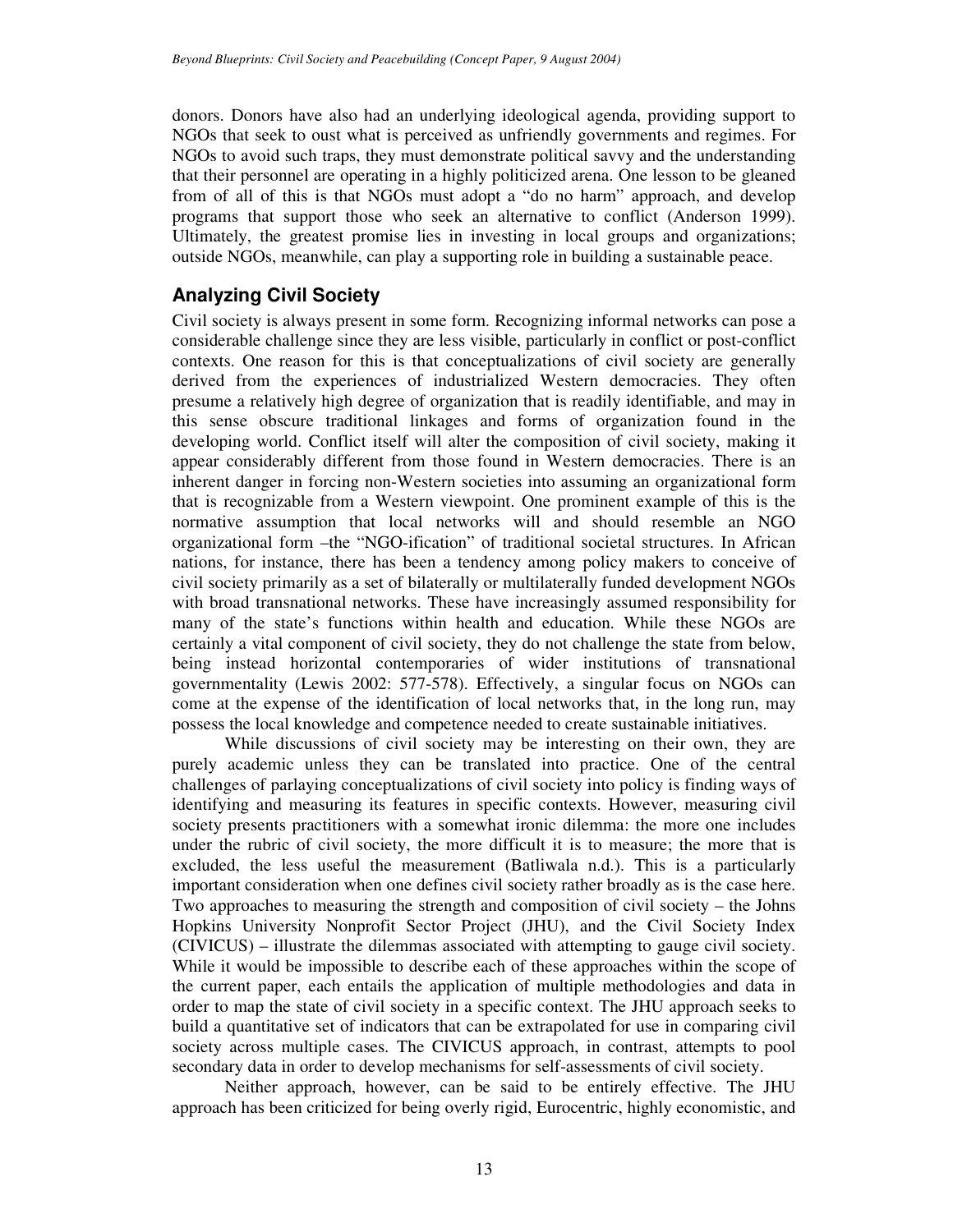donors. Donors have also had an underlying ideological agenda, providing support to NGOs that seek to oust what is perceived as unfriendly governments and regimes. For NGOs to avoid such traps, they must demonstrate political savvy and the understanding that their personnel are operating in a highly politicized arena. One lesson to be gleaned from of all of this is that NGOs must adopt a "do no harm" approach, and develop programs that support those who seek an alternative to conflict (Anderson 1999). Ultimately, the greatest promise lies in investing in local groups and organizations; outside NGOs, meanwhile, can play a supporting role in building a sustainable peace.

## Analyzing Civil Society

Civil society is always present in some form. Recognizing informal networks can pose a considerable challenge since they are less visible, particularly in conflict or post-conflict contexts. One reason for this is that conceptualizations of civil society are generally derived from the experiences of industrialized Western democracies. They often presume a relatively high degree of organization that is readily identifiable, and may in this sense obscure traditional linkages and forms of organization found in the developing world. Conflict itself will alter the composition of civil society, making it appear considerably different from those found in Western democracies. There is an inherent danger in forcing non-Western societies into assuming an organizational form that is recognizable from a Western viewpoint. One prominent example of this is the normative assumption that local networks will and should resemble an NGO organizational form –the "NGO-ification" of traditional societal structures. In African nations, for instance, there has been a tendency among policy makers to conceive of civil society primarily as a set of bilaterally or multilaterally funded development NGOs with broad transnational networks. These have increasingly assumed responsibility for many of the state's functions within health and education. While these NGOs are certainly a vital component of civil society, they do not challenge the state from below, being instead horizontal contemporaries of wider institutions of transnational governmentality (Lewis 2002: 577-578). Effectively, a singular focus on NGOs can come at the expense of the identification of local networks that, in the long run, may possess the local knowledge and competence needed to create sustainable initiatives.

While discussions of civil society may be interesting on their own, they are purely academic unless they can be translated into practice. One of the central challenges of parlaying conceptualizations of civil society into policy is finding ways of identifying and measuring its features in specific contexts. However, measuring civil society presents practitioners with a somewhat ironic dilemma: the more one includes under the rubric of civil society, the more difficult it is to measure; the more that is excluded, the less useful the measurement (Batliwala n.d.). This is a particularly important consideration when one defines civil society rather broadly as is the case here. Two approaches to measuring the strength and composition of civil society – the Johns Hopkins University Nonprofit Sector Project (JHU), and the Civil Society Index (CIVICUS) – illustrate the dilemmas associated with attempting to gauge civil society. While it would be impossible to describe each of these approaches within the scope of the current paper, each entails the application of multiple methodologies and data in order to map the state of civil society in a specific context. The JHU approach seeks to build a quantitative set of indicators that can be extrapolated for use in comparing civil society across multiple cases. The CIVICUS approach, in contrast, attempts to pool secondary data in order to develop mechanisms for self-assessments of civil society.

Neither approach, however, can be said to be entirely effective. The JHU approach has been criticized for being overly rigid, Eurocentric, highly economistic, and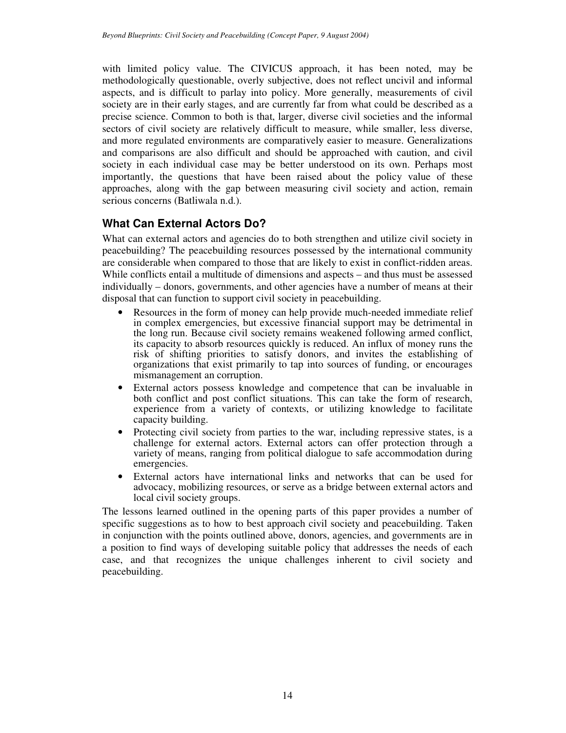with limited policy value. The CIVICUS approach, it has been noted, may be methodologically questionable, overly subjective, does not reflect uncivil and informal aspects, and is difficult to parlay into policy. More generally, measurements of civil society are in their early stages, and are currently far from what could be described as a precise science. Common to both is that, larger, diverse civil societies and the informal sectors of civil society are relatively difficult to measure, while smaller, less diverse, and more regulated environments are comparatively easier to measure. Generalizations and comparisons are also difficult and should be approached with caution, and civil society in each individual case may be better understood on its own. Perhaps most importantly, the questions that have been raised about the policy value of these approaches, along with the gap between measuring civil society and action, remain serious concerns (Batliwala n.d.).

## What Can External Actors Do?

What can external actors and agencies do to both strengthen and utilize civil society in peacebuilding? The peacebuilding resources possessed by the international community are considerable when compared to those that are likely to exist in conflict-ridden areas. While conflicts entail a multitude of dimensions and aspects – and thus must be assessed individually – donors, governments, and other agencies have a number of means at their disposal that can function to support civil society in peacebuilding.

- Resources in the form of money can help provide much-needed immediate relief in complex emergencies, but excessive financial support may be detrimental in the long run. Because civil society remains weakened following armed conflict, its capacity to absorb resources quickly is reduced. An influx of money runs the risk of shifting priorities to satisfy donors, and invites the establishing of organizations that exist primarily to tap into sources of funding, or encourages mismanagement an corruption.
- External actors possess knowledge and competence that can be invaluable in both conflict and post conflict situations. This can take the form of research, experience from a variety of contexts, or utilizing knowledge to facilitate capacity building.
- Protecting civil society from parties to the war, including repressive states, is a challenge for external actors. External actors can offer protection through a variety of means, ranging from political dialogue to safe accommodation during emergencies.
- External actors have international links and networks that can be used for advocacy, mobilizing resources, or serve as a bridge between external actors and local civil society groups.

The lessons learned outlined in the opening parts of this paper provides a number of specific suggestions as to how to best approach civil society and peacebuilding. Taken in conjunction with the points outlined above, donors, agencies, and governments are in a position to find ways of developing suitable policy that addresses the needs of each case, and that recognizes the unique challenges inherent to civil society and peacebuilding.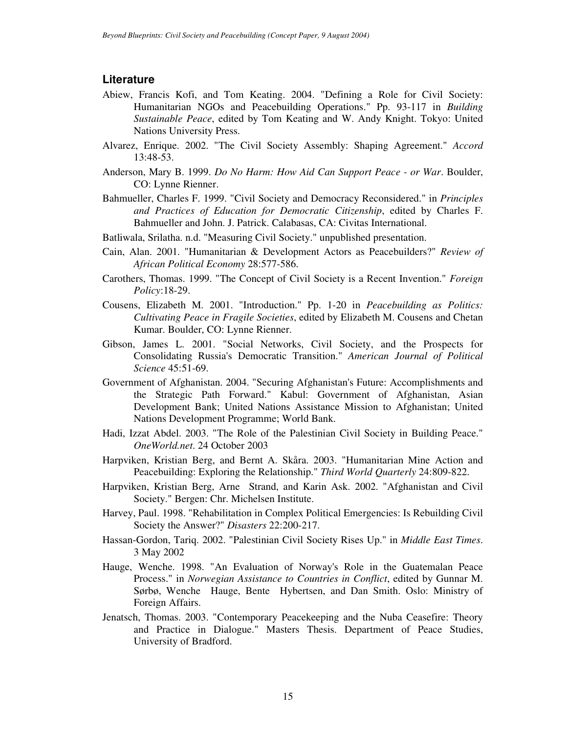## Literature

Abiew, Francis Kofi, and Tom Keating. 2004. "Defining a Role for Civil Society: Humanitarian NGOs and Peacebuilding Operations." Pp. 93-117 in *Building Sustainable Peace*, edited by Tom Keating and W. Andy Knight. Tokyo: United Nations University Press.

Alvarez, Enrique. 2002. "The Civil Society Assembly: Shaping Agreement." *Accord* 13:48-53.

Anderson, Mary B. 1999. *Do No Harm: How Aid Can Support Peace - or War*. Boulder, CO: Lynne Rienner.

Bahmueller, Charles F. 1999. "Civil Society and Democracy Reconsidered." in *Principles and Practices of Education for Democratic Citizenship*, edited by Charles F. Bahmueller and John. J. Patrick. Calabasas, CA: Civitas International.

Batliwala, Srilatha. n.d. "Measuring Civil Society." unpublished presentation.

Cain, Alan. 2001. "Humanitarian & Development Actors as Peacebuilders?" *Review of African Political Economy* 28:577-586.

Carothers, Thomas. 1999. "The Concept of Civil Society is a Recent Invention." *Foreign Policy*:18-29.

Cousens, Elizabeth M. 2001. "Introduction." Pp. 1-20 in *Peacebuilding as Politics: Cultivating Peace in Fragile Societies*, edited by Elizabeth M. Cousens and Chetan Kumar. Boulder, CO: Lynne Rienner.

Gibson, James L. 2001. "Social Networks, Civil Society, and the Prospects for Consolidating Russia's Democratic Transition." *American Journal of Political Science* 45:51-69.

Government of Afghanistan. 2004. "Securing Afghanistan's Future: Accomplishments and the Strategic Path Forward." Kabul: Government of Afghanistan, Asian Development Bank; United Nations Assistance Mission to Afghanistan; United Nations Development Programme; World Bank.

Hadi, Izzat Abdel. 2003. "The Role of the Palestinian Civil Society in Building Peace." *OneWorld.net*. 24 October 2003

Harpviken, Kristian Berg, and Bernt A. Skåra. 2003. "Humanitarian Mine Action and Peacebuilding: Exploring the Relationship." *Third World Quarterly* 24:809-822.

Harpviken, Kristian Berg, Arne Strand, and Karin Ask. 2002. "Afghanistan and Civil Society." Bergen: Chr. Michelsen Institute.

Harvey, Paul. 1998. "Rehabilitation in Complex Political Emergencies: Is Rebuilding Civil Society the Answer?" *Disasters* 22:200-217.

Hassan-Gordon, Tariq. 2002. "Palestinian Civil Society Rises Up." in *Middle East Times*. 3 May 2002

Hauge, Wenche. 1998. "An Evaluation of Norway's Role in the Guatemalan Peace Process." in *Norwegian Assistance to Countries in Conflict*, edited by Gunnar M. Sørbø, Wenche Hauge, Bente Hybertsen, and Dan Smith. Oslo: Ministry of Foreign Affairs.

Jenatsch, Thomas. 2003. "Contemporary Peacekeeping and the Nuba Ceasefire: Theory and Practice in Dialogue." Masters Thesis. Department of Peace Studies, University of Bradford.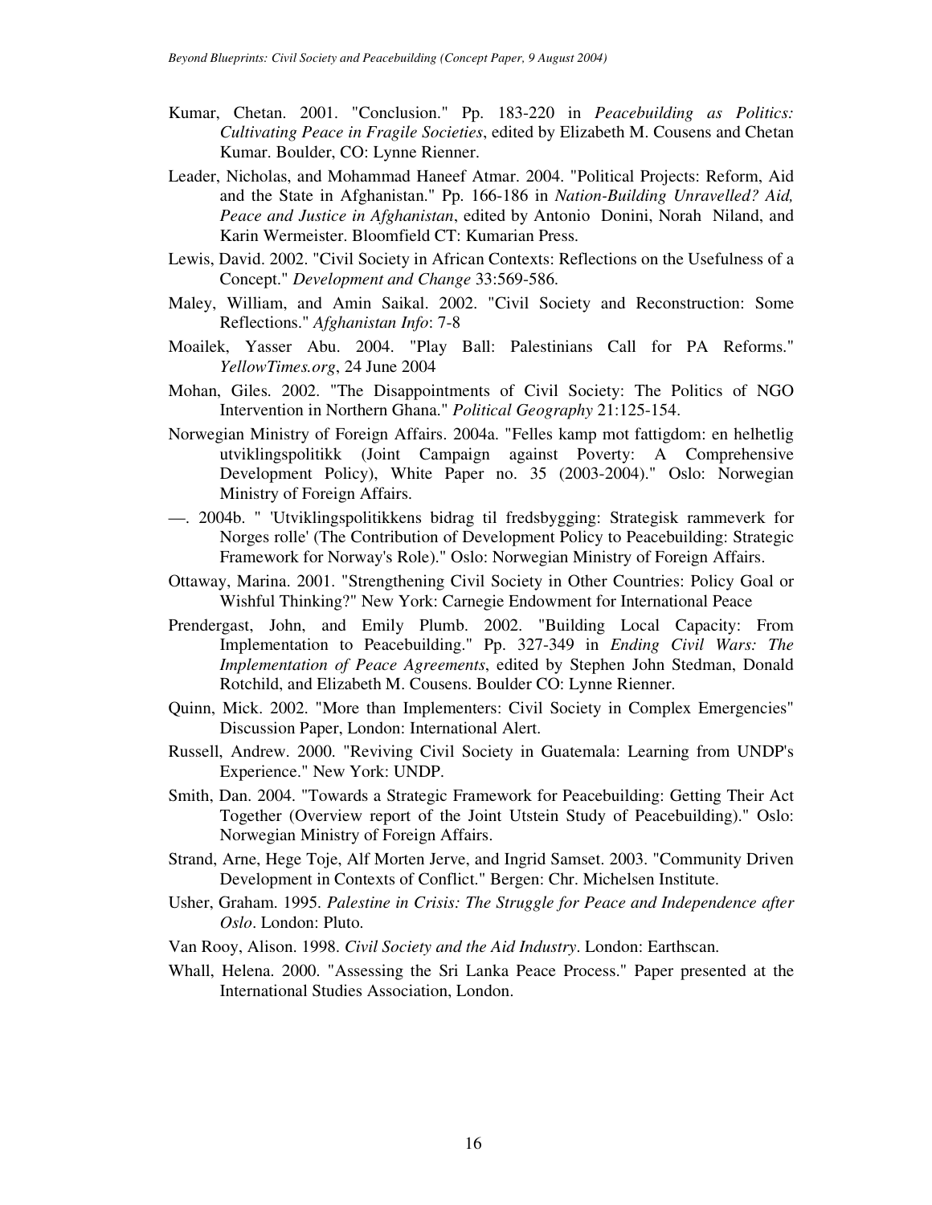Kumar, Chetan. 2001. "Conclusion." Pp. 183-220 in *Peacebuilding as Politics: Cultivating Peace in Fragile Societies*, edited by Elizabeth M. Cousens and Chetan Kumar. Boulder, CO: Lynne Rienner.

Leader, Nicholas, and Mohammad Haneef Atmar. 2004. "Political Projects: Reform, Aid and the State in Afghanistan." Pp. 166-186 in *Nation-Building Unravelled? Aid, Peace and Justice in Afghanistan*, edited by Antonio Donini, Norah Niland, and Karin Wermeister. Bloomfield CT: Kumarian Press.

Lewis, David. 2002. "Civil Society in African Contexts: Reflections on the Usefulness of a Concept." *Development and Change* 33:569-586.

Maley, William, and Amin Saikal. 2002. "Civil Society and Reconstruction: Some Reflections." *Afghanistan Info*: 7-8

Moailek, Yasser Abu. 2004. "Play Ball: Palestinians Call for PA Reforms." *YellowTimes.org*, 24 June 2004

Mohan, Giles. 2002. "The Disappointments of Civil Society: The Politics of NGO Intervention in Northern Ghana." *Political Geography* 21:125-154.

Norwegian Ministry of Foreign Affairs. 2004a. "Felles kamp mot fattigdom: en helhetlig utviklingspolitikk (Joint Campaign against Poverty: A Comprehensive Development Policy), White Paper no. 35 (2003-2004)." Oslo: Norwegian Ministry of Foreign Affairs.

—. 2004b. " 'Utviklingspolitikkens bidrag til fredsbygging: Strategisk rammeverk for Norges rolle' (The Contribution of Development Policy to Peacebuilding: Strategic Framework for Norway's Role)." Oslo: Norwegian Ministry of Foreign Affairs.

Ottaway, Marina. 2001. "Strengthening Civil Society in Other Countries: Policy Goal or Wishful Thinking?" New York: Carnegie Endowment for International Peace

Prendergast, John, and Emily Plumb. 2002. "Building Local Capacity: From Implementation to Peacebuilding." Pp. 327-349 in *Ending Civil Wars: The Implementation of Peace Agreements*, edited by Stephen John Stedman, Donald Rotchild, and Elizabeth M. Cousens. Boulder CO: Lynne Rienner.

Quinn, Mick. 2002. "More than Implementers: Civil Society in Complex Emergencies" Discussion Paper, London: International Alert.

Russell, Andrew. 2000. "Reviving Civil Society in Guatemala: Learning from UNDP's Experience." New York: UNDP.

Smith, Dan. 2004. "Towards a Strategic Framework for Peacebuilding: Getting Their Act Together (Overview report of the Joint Utstein Study of Peacebuilding)." Oslo: Norwegian Ministry of Foreign Affairs.

Strand, Arne, Hege Toje, Alf Morten Jerve, and Ingrid Samset. 2003. "Community Driven Development in Contexts of Conflict." Bergen: Chr. Michelsen Institute.

Usher, Graham. 1995. *Palestine in Crisis: The Struggle for Peace and Independence after Oslo*. London: Pluto.

Van Rooy, Alison. 1998. *Civil Society and the Aid Industry*. London: Earthscan.

Whall, Helena. 2000. "Assessing the Sri Lanka Peace Process." Paper presented at the International Studies Association, London.